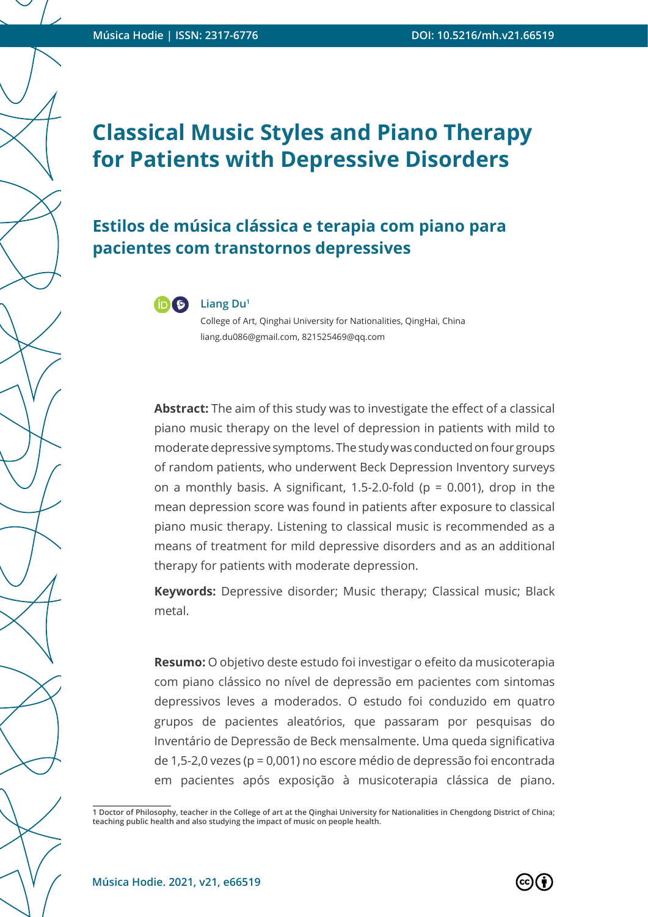# Classical Music Styles and Piano Therapy for Patients with Depressive Disorders

## Estilos de música clássica e terapia com piano para pacientes com transtornos depressives

**Liang Du**[1]

College of Art, Qinghai University for Nationalities, QingHai, China

liang.du086@gmail.com, 821525469@qq.com

**Abstract:** The aim of this study was to investigate the effect of a classical piano music therapy on the level of depression in patients with mild to moderate depressive symptoms. The study was conducted on four groups of random patients, who underwent Beck Depression Inventory surveys on a monthly basis. A significant, 1.5-2.0-fold ($p = 0.001$), drop in the mean depression score was found in patients after exposure to classical piano music therapy. Listening to classical music is recommended as a means of treatment for mild depressive disorders and as an additional therapy for patients with moderate depression.

**Keywords:** Depressive disorder; Music therapy; Classical music; Black metal.

**Resumo:** O objetivo deste estudo foi investigar o efeito da musicoterapia com piano clássico no nível de depressão em pacientes com sintomas depressivos leves a moderados. O estudo foi conduzido em quatro grupos de pacientes aleatórios, que passaram por pesquisas do Inventário de Depressão de Beck mensalmente. Uma queda significativa de 1,5-2,0 vezes ($p = 0{,}001$) no escore médio de depressão foi encontrada em pacientes após exposição à musicoterapia clássica de piano.

---

1 Doctor of Philosophy, teacher in the College of art at the Qinghai University for Nationalities in Chengdong District of China; teaching public health and also studying the impact of music on people health.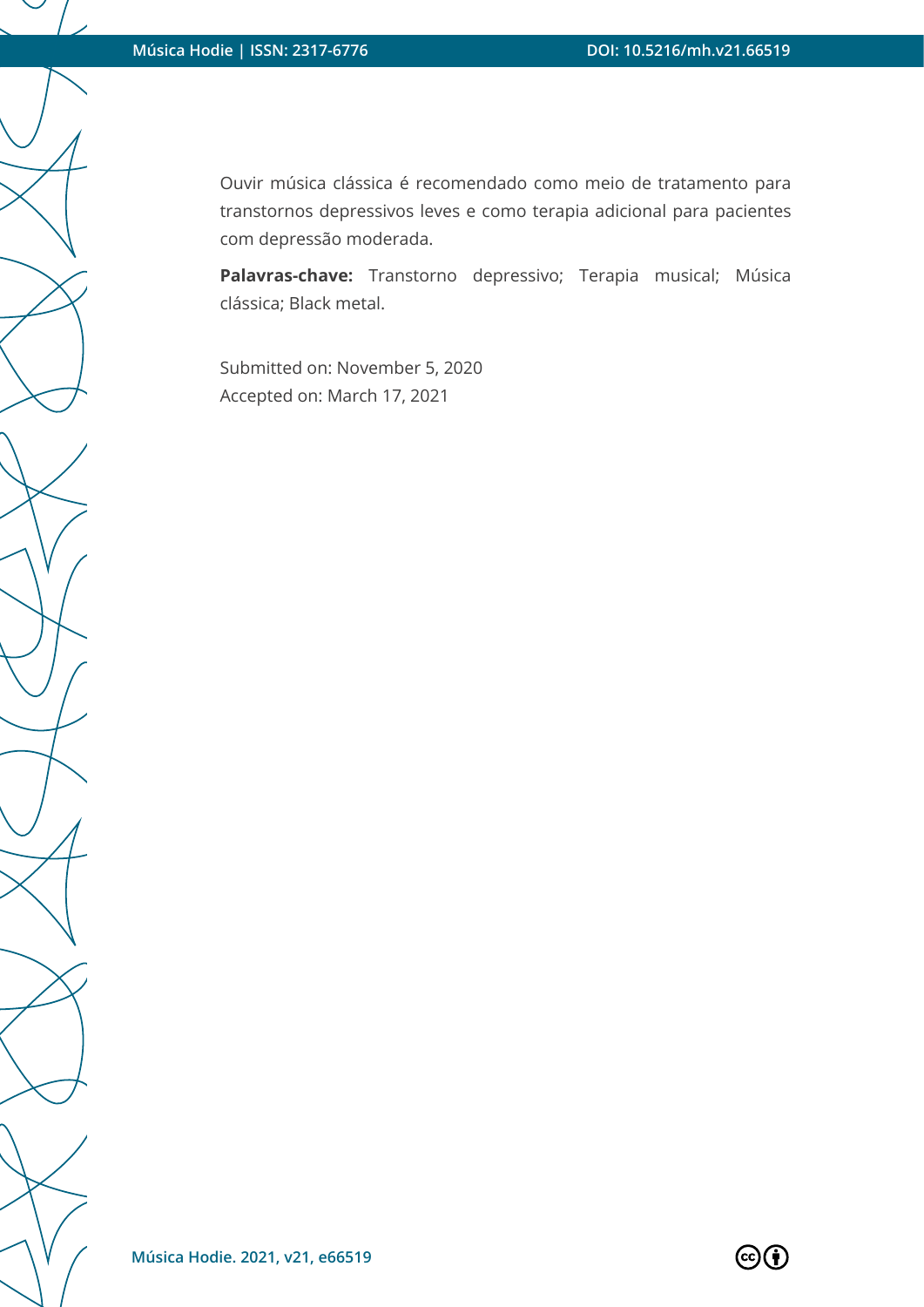Ouvir música clássica é recomendado como meio de tratamento para transtornos depressivos leves e como terapia adicional para pacientes com depressão moderada.

**Palavras-chave:** Transtorno depressivo; Terapia musical; Música clássica; Black metal.

Submitted on: November 5, 2020
Accepted on: March 17, 2021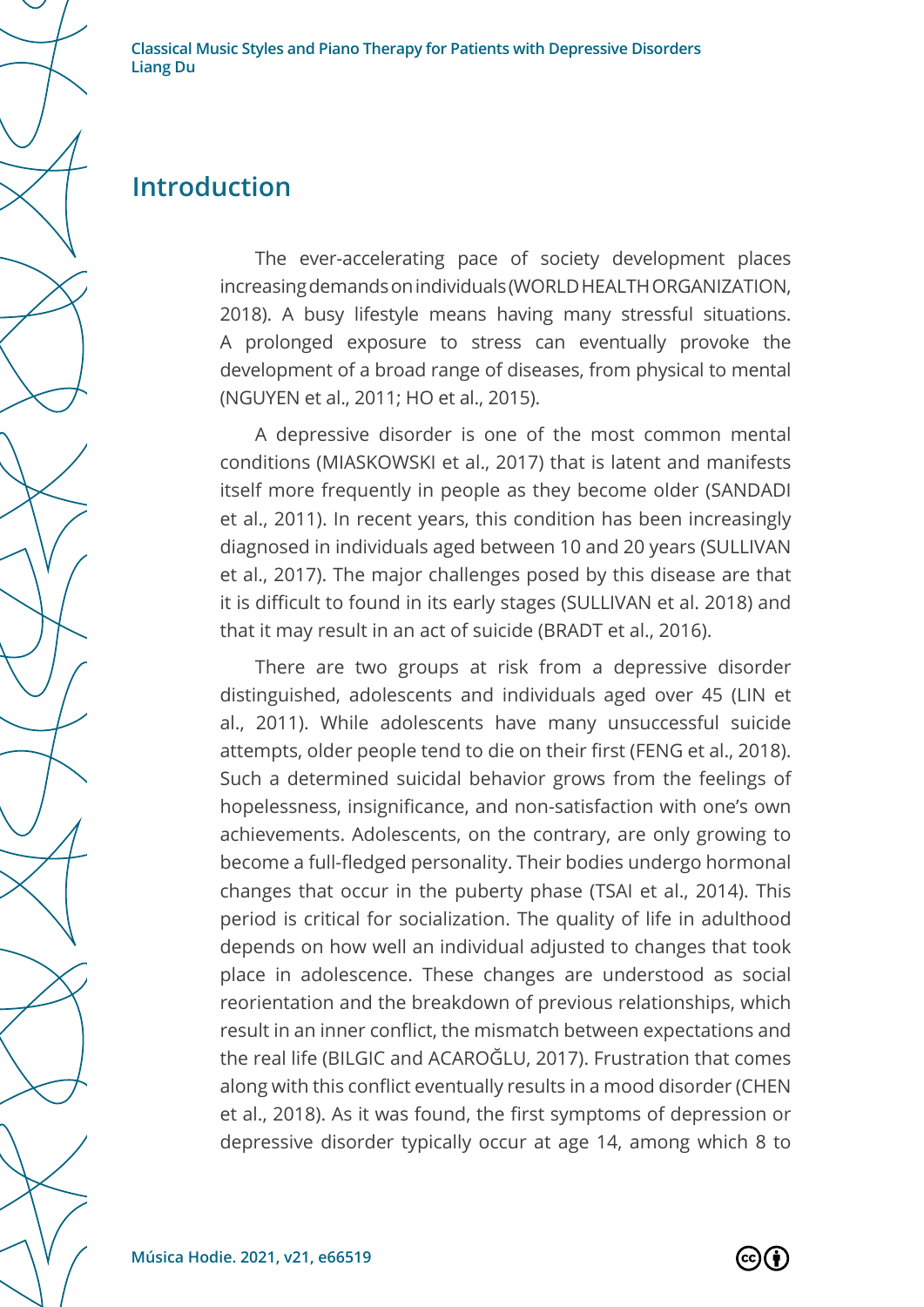## Introduction

The ever-accelerating pace of society development places increasing demands on individuals (WORLD HEALTH ORGANIZATION, 2018). A busy lifestyle means having many stressful situations. A prolonged exposure to stress can eventually provoke the development of a broad range of diseases, from physical to mental (NGUYEN et al., 2011; HO et al., 2015).

A depressive disorder is one of the most common mental conditions (MIASKOWSKI et al., 2017) that is latent and manifests itself more frequently in people as they become older (SANDADI et al., 2011). In recent years, this condition has been increasingly diagnosed in individuals aged between 10 and 20 years (SULLIVAN et al., 2017). The major challenges posed by this disease are that it is difficult to found in its early stages (SULLIVAN et al. 2018) and that it may result in an act of suicide (BRADT et al., 2016).

There are two groups at risk from a depressive disorder distinguished, adolescents and individuals aged over 45 (LIN et al., 2011). While adolescents have many unsuccessful suicide attempts, older people tend to die on their first (FENG et al., 2018). Such a determined suicidal behavior grows from the feelings of hopelessness, insignificance, and non-satisfaction with one's own achievements. Adolescents, on the contrary, are only growing to become a full-fledged personality. Their bodies undergo hormonal changes that occur in the puberty phase (TSAI et al., 2014). This period is critical for socialization. The quality of life in adulthood depends on how well an individual adjusted to changes that took place in adolescence. These changes are understood as social reorientation and the breakdown of previous relationships, which result in an inner conflict, the mismatch between expectations and the real life (BILGIC and ACAROĞLU, 2017). Frustration that comes along with this conflict eventually results in a mood disorder (CHEN et al., 2018). As it was found, the first symptoms of depression or depressive disorder typically occur at age 14, among which 8 to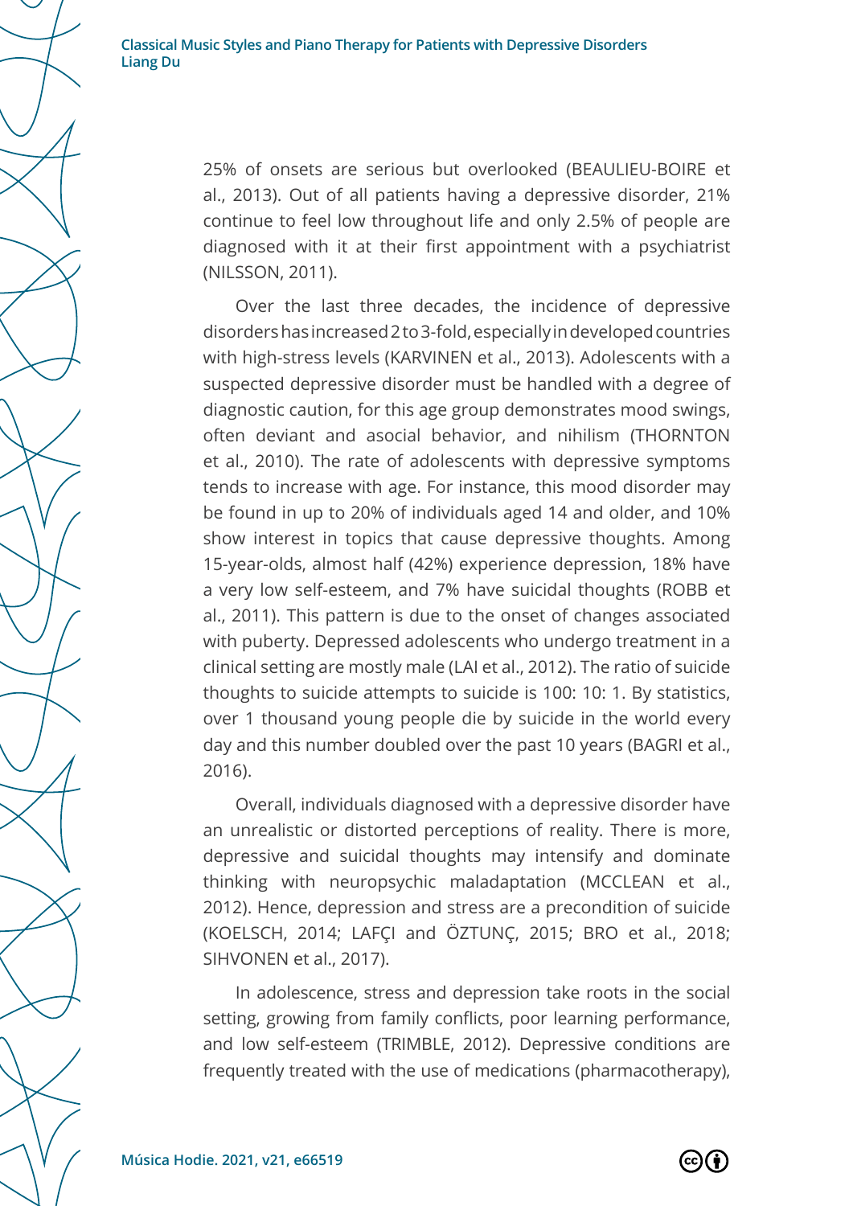25% of onsets are serious but overlooked (BEAULIEU-BOIRE et al., 2013). Out of all patients having a depressive disorder, 21% continue to feel low throughout life and only 2.5% of people are diagnosed with it at their first appointment with a psychiatrist (NILSSON, 2011).

Over the last three decades, the incidence of depressive disorders has increased 2 to 3-fold, especially in developed countries with high-stress levels (KARVINEN et al., 2013). Adolescents with a suspected depressive disorder must be handled with a degree of diagnostic caution, for this age group demonstrates mood swings, often deviant and asocial behavior, and nihilism (THORNTON et al., 2010). The rate of adolescents with depressive symptoms tends to increase with age. For instance, this mood disorder may be found in up to 20% of individuals aged 14 and older, and 10% show interest in topics that cause depressive thoughts. Among 15-year-olds, almost half (42%) experience depression, 18% have a very low self-esteem, and 7% have suicidal thoughts (ROBB et al., 2011). This pattern is due to the onset of changes associated with puberty. Depressed adolescents who undergo treatment in a clinical setting are mostly male (LAI et al., 2012). The ratio of suicide thoughts to suicide attempts to suicide is 100: 10: 1. By statistics, over 1 thousand young people die by suicide in the world every day and this number doubled over the past 10 years (BAGRI et al., 2016).

Overall, individuals diagnosed with a depressive disorder have an unrealistic or distorted perceptions of reality. There is more, depressive and suicidal thoughts may intensify and dominate thinking with neuropsychic maladaptation (MCCLEAN et al., 2012). Hence, depression and stress are a precondition of suicide (KOELSCH, 2014; LAFÇI and ÖZTUNÇ, 2015; BRO et al., 2018; SIHVONEN et al., 2017).

In adolescence, stress and depression take roots in the social setting, growing from family conflicts, poor learning performance, and low self-esteem (TRIMBLE, 2012). Depressive conditions are frequently treated with the use of medications (pharmacotherapy),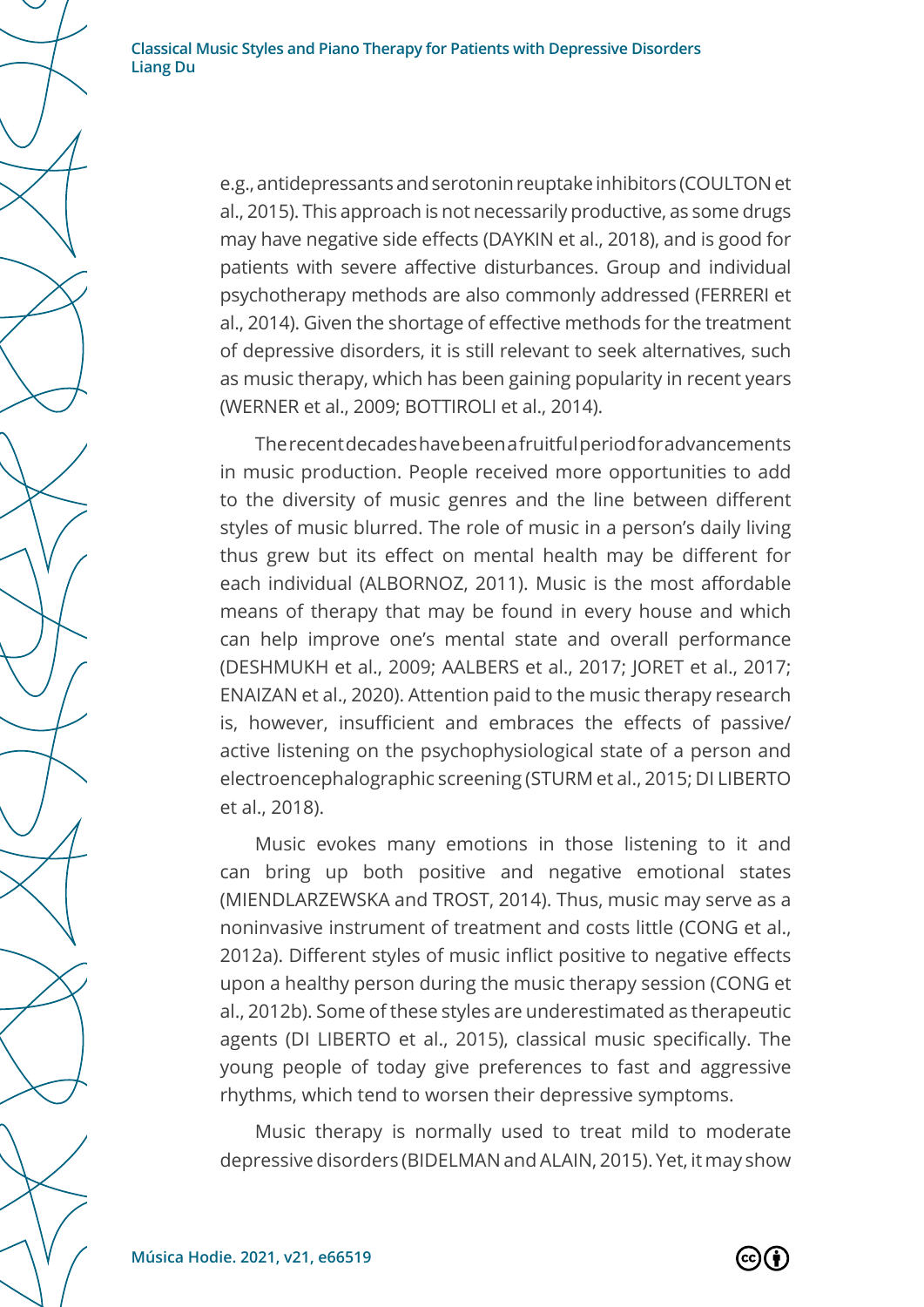e.g., antidepressants and serotonin reuptake inhibitors (COULTON et al., 2015). This approach is not necessarily productive, as some drugs may have negative side effects (DAYKIN et al., 2018), and is good for patients with severe affective disturbances. Group and individual psychotherapy methods are also commonly addressed (FERRERI et al., 2014). Given the shortage of effective methods for the treatment of depressive disorders, it is still relevant to seek alternatives, such as music therapy, which has been gaining popularity in recent years (WERNER et al., 2009; BOTTIROLI et al., 2014).

The recent decades have been a fruitful period for advancements in music production. People received more opportunities to add to the diversity of music genres and the line between different styles of music blurred. The role of music in a person's daily living thus grew but its effect on mental health may be different for each individual (ALBORNOZ, 2011). Music is the most affordable means of therapy that may be found in every house and which can help improve one's mental state and overall performance (DESHMUKH et al., 2009; AALBERS et al., 2017; JORET et al., 2017; ENAIZAN et al., 2020). Attention paid to the music therapy research is, however, insufficient and embraces the effects of passive/active listening on the psychophysiological state of a person and electroencephalographic screening (STURM et al., 2015; DI LIBERTO et al., 2018).

Music evokes many emotions in those listening to it and can bring up both positive and negative emotional states (MIENDLARZEWSKA and TROST, 2014). Thus, music may serve as a noninvasive instrument of treatment and costs little (CONG et al., 2012a). Different styles of music inflict positive to negative effects upon a healthy person during the music therapy session (CONG et al., 2012b). Some of these styles are underestimated as therapeutic agents (DI LIBERTO et al., 2015), classical music specifically. The young people of today give preferences to fast and aggressive rhythms, which tend to worsen their depressive symptoms.

Music therapy is normally used to treat mild to moderate depressive disorders (BIDELMAN and ALAIN, 2015). Yet, it may show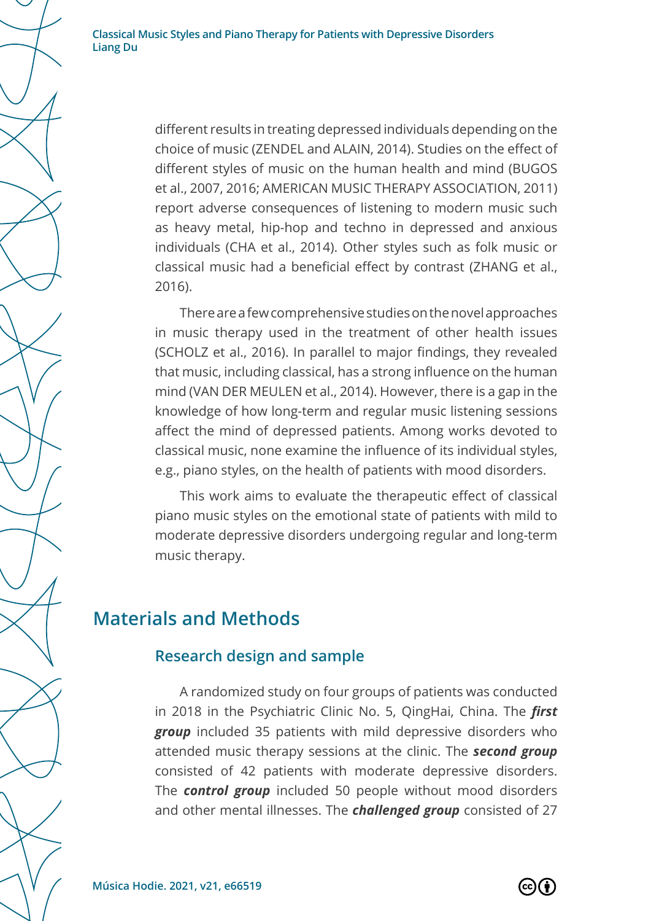different results in treating depressed individuals depending on the choice of music (ZENDEL and ALAIN, 2014). Studies on the effect of different styles of music on the human health and mind (BUGOS et al., 2007, 2016; AMERICAN MUSIC THERAPY ASSOCIATION, 2011) report adverse consequences of listening to modern music such as heavy metal, hip-hop and techno in depressed and anxious individuals (CHA et al., 2014). Other styles such as folk music or classical music had a beneficial effect by contrast (ZHANG et al., 2016).

There are a few comprehensive studies on the novel approaches in music therapy used in the treatment of other health issues (SCHOLZ et al., 2016). In parallel to major findings, they revealed that music, including classical, has a strong influence on the human mind (VAN DER MEULEN et al., 2014). However, there is a gap in the knowledge of how long-term and regular music listening sessions affect the mind of depressed patients. Among works devoted to classical music, none examine the influence of its individual styles, e.g., piano styles, on the health of patients with mood disorders.

This work aims to evaluate the therapeutic effect of classical piano music styles on the emotional state of patients with mild to moderate depressive disorders undergoing regular and long-term music therapy.

## Materials and Methods

### Research design and sample

A randomized study on four groups of patients was conducted in 2018 in the Psychiatric Clinic No. 5, QingHai, China. The ***first group*** included 35 patients with mild depressive disorders who attended music therapy sessions at the clinic. The ***second group*** consisted of 42 patients with moderate depressive disorders. The ***control group*** included 50 people without mood disorders and other mental illnesses. The ***challenged group*** consisted of 27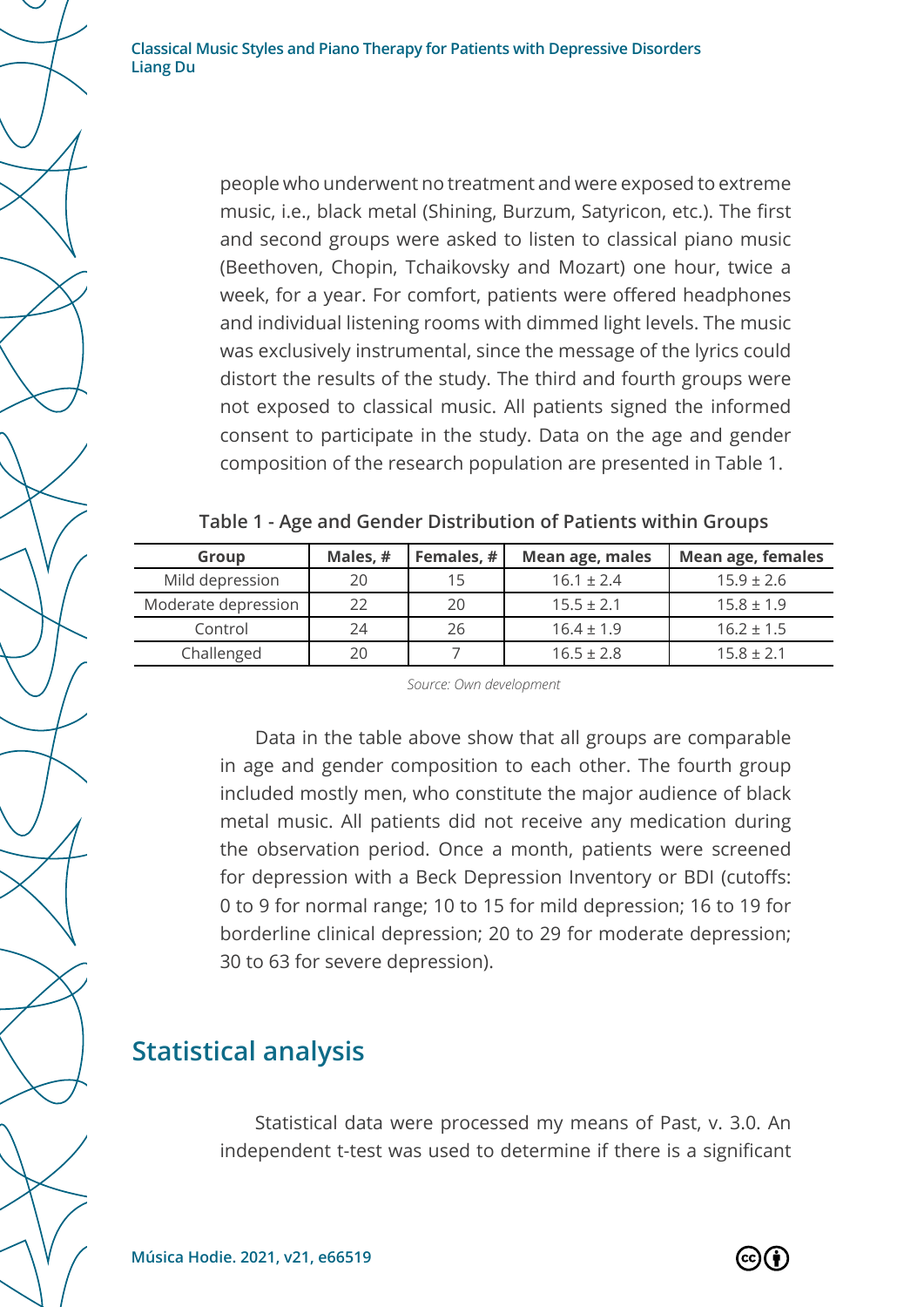people who underwent no treatment and were exposed to extreme music, i.e., black metal (Shining, Burzum, Satyricon, etc.). The first and second groups were asked to listen to classical piano music (Beethoven, Chopin, Tchaikovsky and Mozart) one hour, twice a week, for a year. For comfort, patients were offered headphones and individual listening rooms with dimmed light levels. The music was exclusively instrumental, since the message of the lyrics could distort the results of the study. The third and fourth groups were not exposed to classical music. All patients signed the informed consent to participate in the study. Data on the age and gender composition of the research population are presented in Table 1.

**Table 1 - Age and Gender Distribution of Patients within Groups**

| Group | Males, # | Females, # | Mean age, males | Mean age, females |
|---|---|---|---|---|
| Mild depression | 20 | 15 | 16.1 ± 2.4 | 15.9 ± 2.6 |
| Moderate depression | 22 | 20 | 15.5 ± 2.1 | 15.8 ± 1.9 |
| Control | 24 | 26 | 16.4 ± 1.9 | 16.2 ± 1.5 |
| Challenged | 20 | 7 | 16.5 ± 2.8 | 15.8 ± 2.1 |

*Source: Own development*

Data in the table above show that all groups are comparable in age and gender composition to each other. The fourth group included mostly men, who constitute the major audience of black metal music. All patients did not receive any medication during the observation period. Once a month, patients were screened for depression with a Beck Depression Inventory or BDI (cutoffs: 0 to 9 for normal range; 10 to 15 for mild depression; 16 to 19 for borderline clinical depression; 20 to 29 for moderate depression; 30 to 63 for severe depression).

## Statistical analysis

Statistical data were processed my means of Past, v. 3.0. An independent t-test was used to determine if there is a significant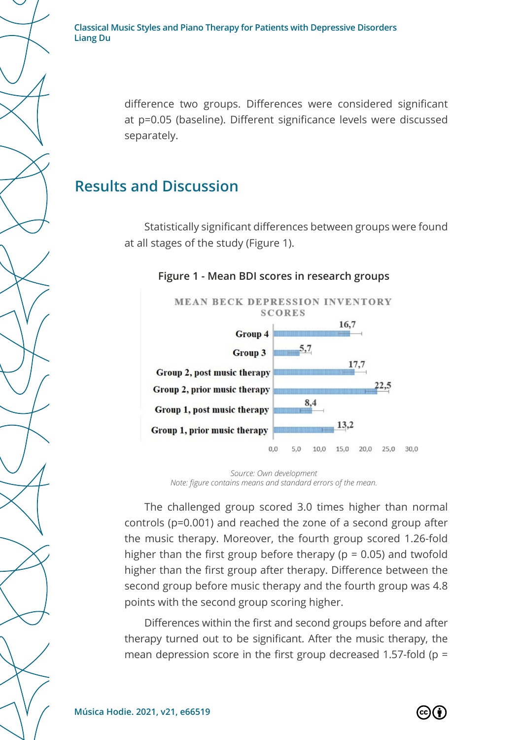difference two groups. Differences were considered significant at p=0.05 (baseline). Different significance levels were discussed separately.

## Results and Discussion

Statistically significant differences between groups were found at all stages of the study (Figure 1).

Figure 1 - Mean BDI scores in research groups

MEAN BECK DEPRESSION INVENTORY SCORES

| Group | Mean BDI score |
|---|---|
| Group 4 | 16,7 |
| Group 3 | 5,7 |
| Group 2, post music therapy | 17,7 |
| Group 2, prior music therapy | 22,5 |
| Group 1, post music therapy | 8,4 |
| Group 1, prior music therapy | 13,2 |

*Source: Own development*
*Note: figure contains means and standard errors of the mean.*

The challenged group scored 3.0 times higher than normal controls (p=0.001) and reached the zone of a second group after the music therapy. Moreover, the fourth group scored 1.26-fold higher than the first group before therapy (p = 0.05) and twofold higher than the first group after therapy. Difference between the second group before music therapy and the fourth group was 4.8 points with the second group scoring higher.

Differences within the first and second groups before and after therapy turned out to be significant. After the music therapy, the mean depression score in the first group decreased 1.57-fold (p =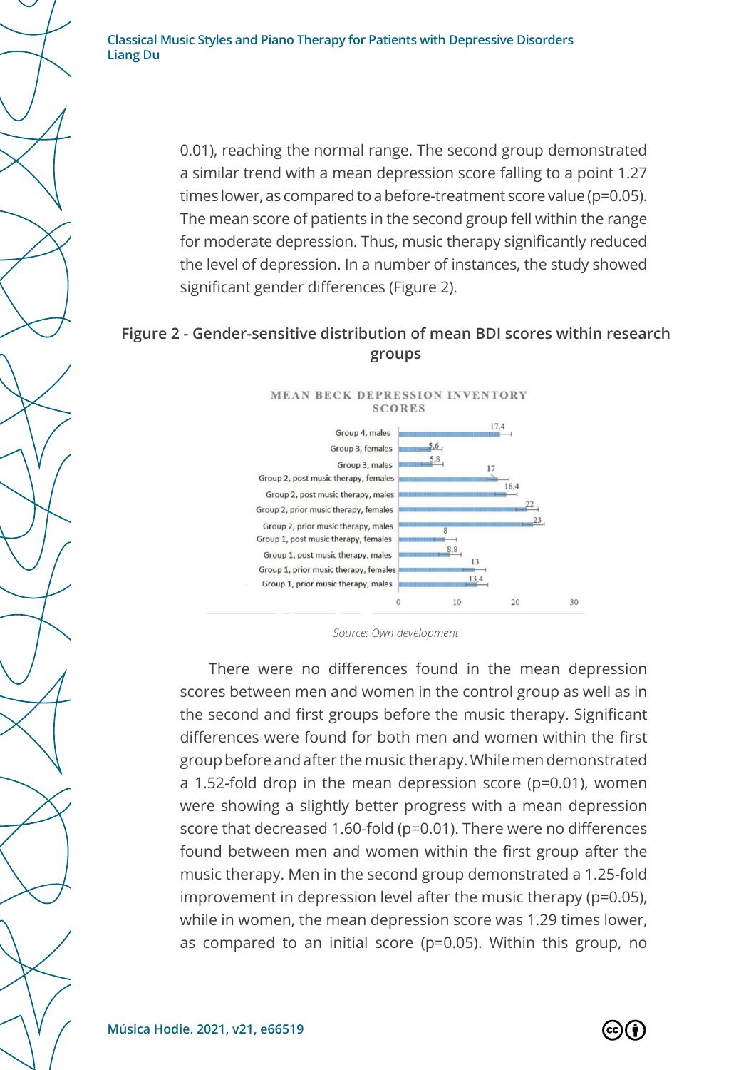0.01), reaching the normal range. The second group demonstrated a similar trend with a mean depression score falling to a point 1.27 times lower, as compared to a before-treatment score value (p=0.05). The mean score of patients in the second group fell within the range for moderate depression. Thus, music therapy significantly reduced the level of depression. In a number of instances, the study showed significant gender differences (Figure 2).

**Figure 2 - Gender-sensitive distribution of mean BDI scores within research groups**

MEAN BECK DEPRESSION INVENTORY SCORES

| Group | Mean BDI score |
|---|---|
| Group 4, males | 17,4 |
| Group 3, females | 5,6 |
| Group 3, males | 5,8 |
| Group 2, post music therapy, females | 17 |
| Group 2, post music therapy, males | 18,4 |
| Group 2, prior music therapy, females | 22 |
| Group 2, prior music therapy, males | 23 |
| Group 1, post music therapy, females | 8 |
| Group 1, post music therapy, males | 8,8 |
| Group 1, prior music therapy, females | 13 |
| Group 1, prior music therapy, males | 13,4 |

*Source: Own development*

There were no differences found in the mean depression scores between men and women in the control group as well as in the second and first groups before the music therapy. Significant differences were found for both men and women within the first group before and after the music therapy. While men demonstrated a 1.52-fold drop in the mean depression score (p=0.01), women were showing a slightly better progress with a mean depression score that decreased 1.60-fold (p=0.01). There were no differences found between men and women within the first group after the music therapy. Men in the second group demonstrated a 1.25-fold improvement in depression level after the music therapy (p=0.05), while in women, the mean depression score was 1.29 times lower, as compared to an initial score (p=0.05). Within this group, no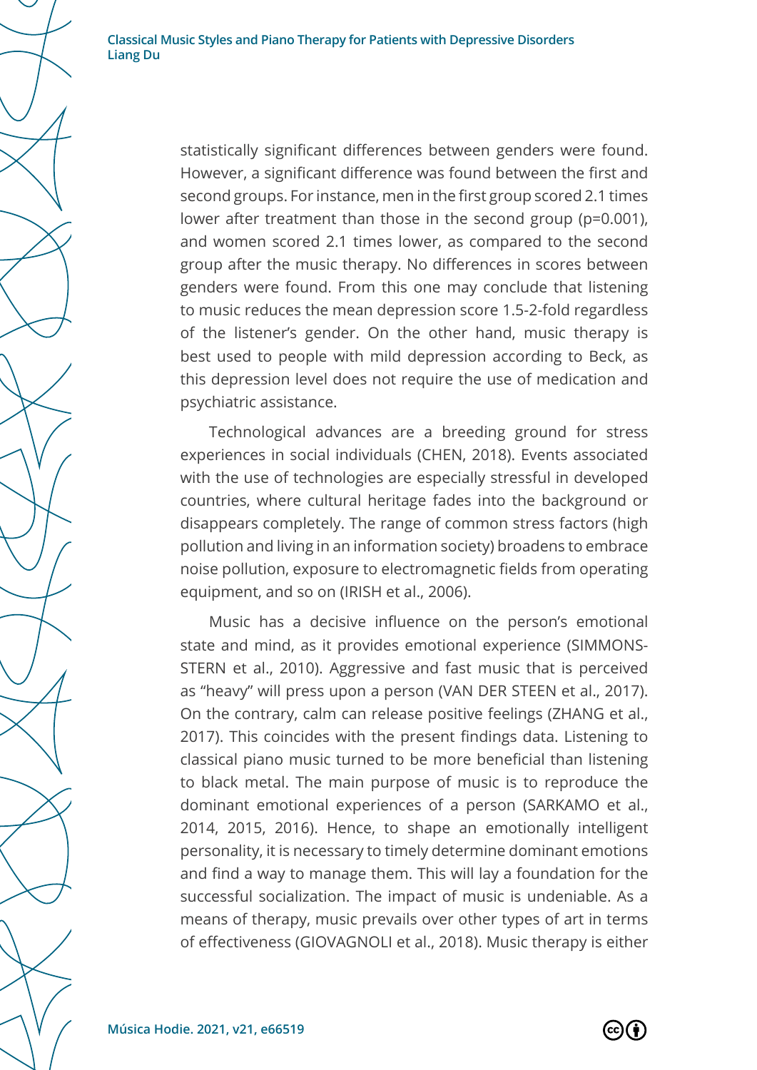statistically significant differences between genders were found. However, a significant difference was found between the first and second groups. For instance, men in the first group scored 2.1 times lower after treatment than those in the second group (p=0.001), and women scored 2.1 times lower, as compared to the second group after the music therapy. No differences in scores between genders were found. From this one may conclude that listening to music reduces the mean depression score 1.5-2-fold regardless of the listener's gender. On the other hand, music therapy is best used to people with mild depression according to Beck, as this depression level does not require the use of medication and psychiatric assistance.

Technological advances are a breeding ground for stress experiences in social individuals (CHEN, 2018). Events associated with the use of technologies are especially stressful in developed countries, where cultural heritage fades into the background or disappears completely. The range of common stress factors (high pollution and living in an information society) broadens to embrace noise pollution, exposure to electromagnetic fields from operating equipment, and so on (IRISH et al., 2006).

Music has a decisive influence on the person's emotional state and mind, as it provides emotional experience (SIMMONS-STERN et al., 2010). Aggressive and fast music that is perceived as "heavy" will press upon a person (VAN DER STEEN et al., 2017). On the contrary, calm can release positive feelings (ZHANG et al., 2017). This coincides with the present findings data. Listening to classical piano music turned to be more beneficial than listening to black metal. The main purpose of music is to reproduce the dominant emotional experiences of a person (SARKAMO et al., 2014, 2015, 2016). Hence, to shape an emotionally intelligent personality, it is necessary to timely determine dominant emotions and find a way to manage them. This will lay a foundation for the successful socialization. The impact of music is undeniable. As a means of therapy, music prevails over other types of art in terms of effectiveness (GIOVAGNOLI et al., 2018). Music therapy is either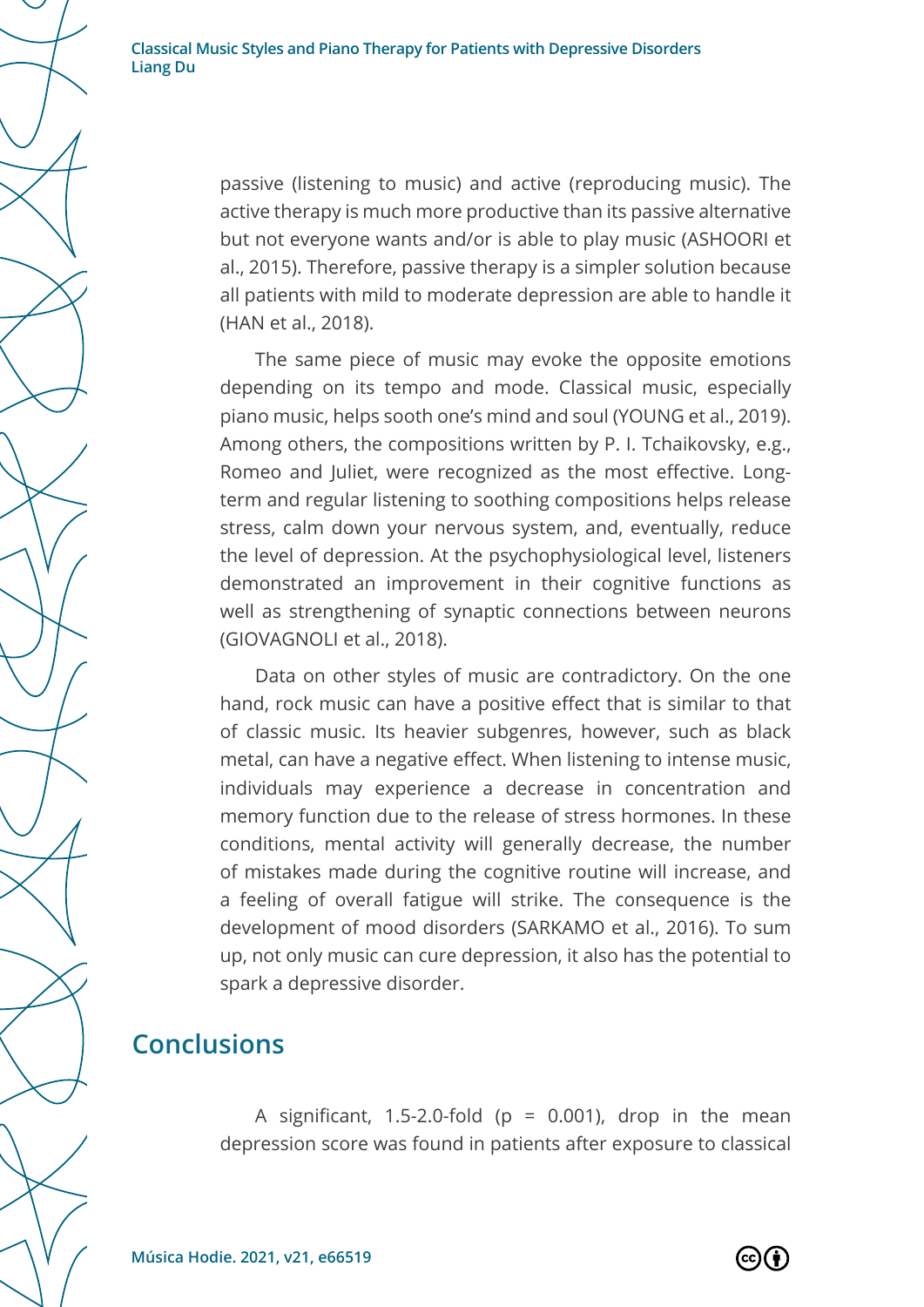passive (listening to music) and active (reproducing music). The active therapy is much more productive than its passive alternative but not everyone wants and/or is able to play music (ASHOORI et al., 2015). Therefore, passive therapy is a simpler solution because all patients with mild to moderate depression are able to handle it (HAN et al., 2018).

The same piece of music may evoke the opposite emotions depending on its tempo and mode. Classical music, especially piano music, helps sooth one's mind and soul (YOUNG et al., 2019). Among others, the compositions written by P. I. Tchaikovsky, e.g., Romeo and Juliet, were recognized as the most effective. Long-term and regular listening to soothing compositions helps release stress, calm down your nervous system, and, eventually, reduce the level of depression. At the psychophysiological level, listeners demonstrated an improvement in their cognitive functions as well as strengthening of synaptic connections between neurons (GIOVAGNOLI et al., 2018).

Data on other styles of music are contradictory. On the one hand, rock music can have a positive effect that is similar to that of classic music. Its heavier subgenres, however, such as black metal, can have a negative effect. When listening to intense music, individuals may experience a decrease in concentration and memory function due to the release of stress hormones. In these conditions, mental activity will generally decrease, the number of mistakes made during the cognitive routine will increase, and a feeling of overall fatigue will strike. The consequence is the development of mood disorders (SARKAMO et al., 2016). To sum up, not only music can cure depression, it also has the potential to spark a depressive disorder.

## Conclusions

A significant, 1.5-2.0-fold ($p = 0.001$), drop in the mean depression score was found in patients after exposure to classical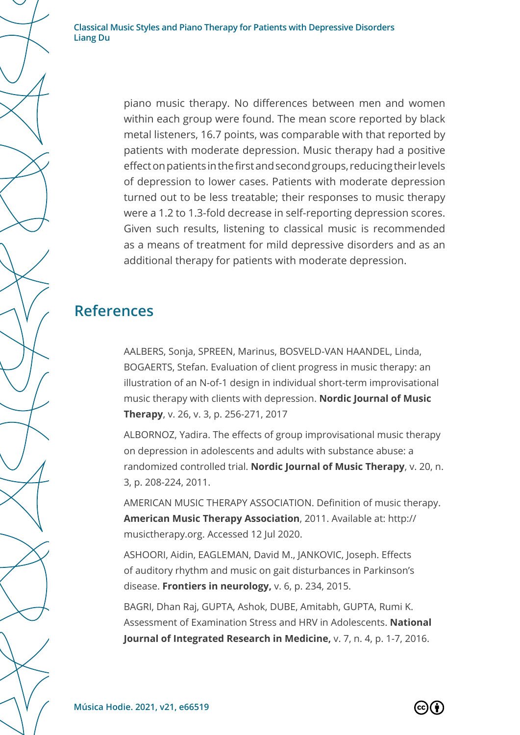piano music therapy. No differences between men and women within each group were found. The mean score reported by black metal listeners, 16.7 points, was comparable with that reported by patients with moderate depression. Music therapy had a positive effect on patients in the first and second groups, reducing their levels of depression to lower cases. Patients with moderate depression turned out to be less treatable; their responses to music therapy were a 1.2 to 1.3-fold decrease in self-reporting depression scores. Given such results, listening to classical music is recommended as a means of treatment for mild depressive disorders and as an additional therapy for patients with moderate depression.

## References

AALBERS, Sonja, SPREEN, Marinus, BOSVELD-VAN HAANDEL, Linda, BOGAERTS, Stefan. Evaluation of client progress in music therapy: an illustration of an N-of-1 design in individual short-term improvisational music therapy with clients with depression. **Nordic Journal of Music Therapy**, v. 26, v. 3, p. 256-271, 2017

ALBORNOZ, Yadira. The effects of group improvisational music therapy on depression in adolescents and adults with substance abuse: a randomized controlled trial. **Nordic Journal of Music Therapy**, v. 20, n. 3, p. 208-224, 2011.

AMERICAN MUSIC THERAPY ASSOCIATION. Definition of music therapy. **American Music Therapy Association**, 2011. Available at: http://musictherapy.org. Accessed 12 Jul 2020.

ASHOORI, Aidin, EAGLEMAN, David M., JANKOVIC, Joseph. Effects of auditory rhythm and music on gait disturbances in Parkinson's disease. **Frontiers in neurology,** v. 6, p. 234, 2015.

BAGRI, Dhan Raj, GUPTA, Ashok, DUBE, Amitabh, GUPTA, Rumi K. Assessment of Examination Stress and HRV in Adolescents. **National Journal of Integrated Research in Medicine,** v. 7, n. 4, p. 1-7, 2016.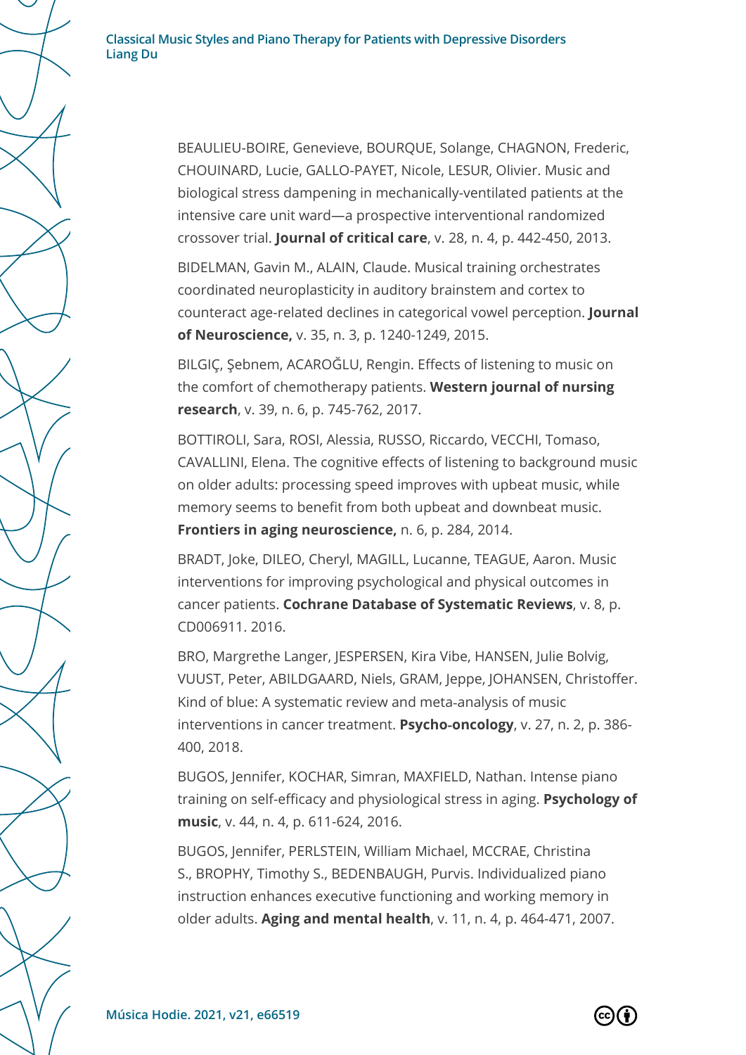BEAULIEU-BOIRE, Genevieve, BOURQUE, Solange, CHAGNON, Frederic, CHOUINARD, Lucie, GALLO-PAYET, Nicole, LESUR, Olivier. Music and biological stress dampening in mechanically-ventilated patients at the intensive care unit ward—a prospective interventional randomized crossover trial. **Journal of critical care**, v. 28, n. 4, p. 442-450, 2013.

BIDELMAN, Gavin M., ALAIN, Claude. Musical training orchestrates coordinated neuroplasticity in auditory brainstem and cortex to counteract age-related declines in categorical vowel perception. **Journal of Neuroscience,** v. 35, n. 3, p. 1240-1249, 2015.

BILGIÇ, Şebnem, ACAROĞLU, Rengin. Effects of listening to music on the comfort of chemotherapy patients. **Western journal of nursing research**, v. 39, n. 6, p. 745-762, 2017.

BOTTIROLI, Sara, ROSI, Alessia, RUSSO, Riccardo, VECCHI, Tomaso, CAVALLINI, Elena. The cognitive effects of listening to background music on older adults: processing speed improves with upbeat music, while memory seems to benefit from both upbeat and downbeat music. **Frontiers in aging neuroscience,** n. 6, p. 284, 2014.

BRADT, Joke, DILEO, Cheryl, MAGILL, Lucanne, TEAGUE, Aaron. Music interventions for improving psychological and physical outcomes in cancer patients. **Cochrane Database of Systematic Reviews**, v. 8, p. CD006911. 2016.

BRO, Margrethe Langer, JESPERSEN, Kira Vibe, HANSEN, Julie Bolvig, VUUST, Peter, ABILDGAARD, Niels, GRAM, Jeppe, JOHANSEN, Christoffer. Kind of blue: A systematic review and meta-analysis of music interventions in cancer treatment. **Psycho-oncology**, v. 27, n. 2, p. 386-400, 2018.

BUGOS, Jennifer, KOCHAR, Simran, MAXFIELD, Nathan. Intense piano training on self-efficacy and physiological stress in aging. **Psychology of music**, v. 44, n. 4, p. 611-624, 2016.

BUGOS, Jennifer, PERLSTEIN, William Michael, MCCRAE, Christina S., BROPHY, Timothy S., BEDENBAUGH, Purvis. Individualized piano instruction enhances executive functioning and working memory in older adults. **Aging and mental health**, v. 11, n. 4, p. 464-471, 2007.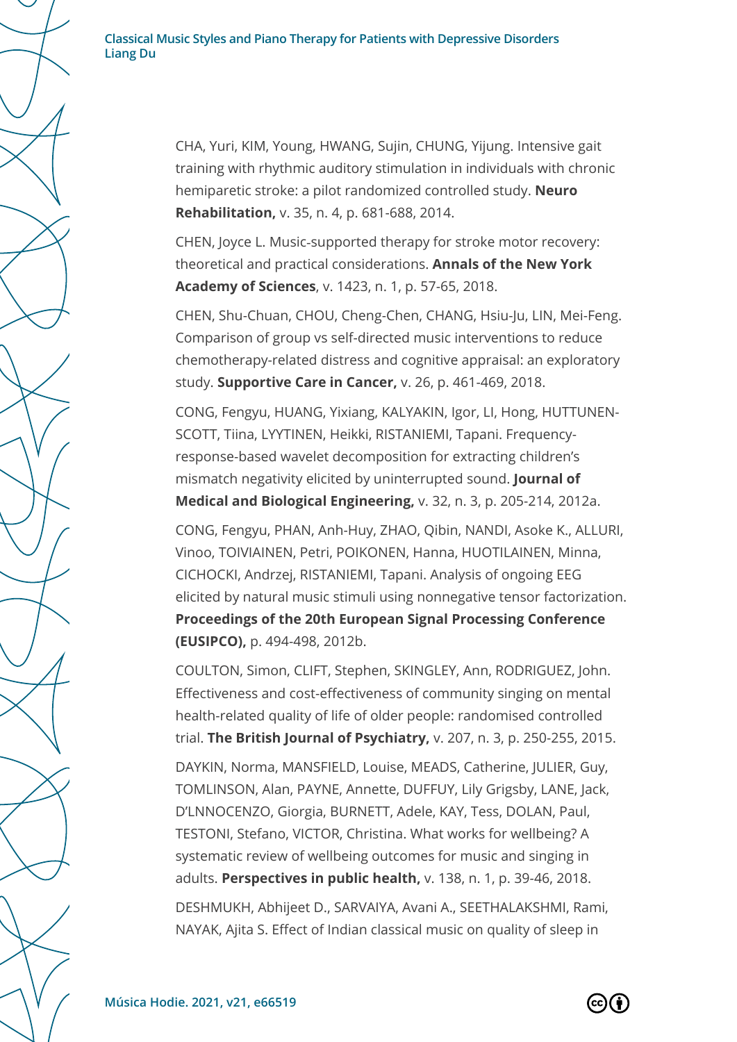CHA, Yuri, KIM, Young, HWANG, Sujin, CHUNG, Yijung. Intensive gait training with rhythmic auditory stimulation in individuals with chronic hemiparetic stroke: a pilot randomized controlled study. **Neuro Rehabilitation,** v. 35, n. 4, p. 681-688, 2014.

CHEN, Joyce L. Music-supported therapy for stroke motor recovery: theoretical and practical considerations. **Annals of the New York Academy of Sciences**, v. 1423, n. 1, p. 57-65, 2018.

CHEN, Shu-Chuan, CHOU, Cheng-Chen, CHANG, Hsiu-Ju, LIN, Mei-Feng. Comparison of group vs self-directed music interventions to reduce chemotherapy-related distress and cognitive appraisal: an exploratory study. **Supportive Care in Cancer,** v. 26, p. 461-469, 2018.

CONG, Fengyu, HUANG, Yixiang, KALYAKIN, Igor, LI, Hong, HUTTUNEN-SCOTT, Tiina, LYYTINEN, Heikki, RISTANIEMI, Tapani. Frequency-response-based wavelet decomposition for extracting children's mismatch negativity elicited by uninterrupted sound. **Journal of Medical and Biological Engineering,** v. 32, n. 3, p. 205-214, 2012a.

CONG, Fengyu, PHAN, Anh-Huy, ZHAO, Qibin, NANDI, Asoke K., ALLURI, Vinoo, TOIVIAINEN, Petri, POIKONEN, Hanna, HUOTILAINEN, Minna, CICHOCKI, Andrzej, RISTANIEMI, Tapani. Analysis of ongoing EEG elicited by natural music stimuli using nonnegative tensor factorization. **Proceedings of the 20th European Signal Processing Conference (EUSIPCO),** p. 494-498, 2012b.

COULTON, Simon, CLIFT, Stephen, SKINGLEY, Ann, RODRIGUEZ, John. Effectiveness and cost-effectiveness of community singing on mental health-related quality of life of older people: randomised controlled trial. **The British Journal of Psychiatry,** v. 207, n. 3, p. 250-255, 2015.

DAYKIN, Norma, MANSFIELD, Louise, MEADS, Catherine, JULIER, Guy, TOMLINSON, Alan, PAYNE, Annette, DUFFUY, Lily Grigsby, LANE, Jack, D'LNNOCENZO, Giorgia, BURNETT, Adele, KAY, Tess, DOLAN, Paul, TESTONI, Stefano, VICTOR, Christina. What works for wellbeing? A systematic review of wellbeing outcomes for music and singing in adults. **Perspectives in public health,** v. 138, n. 1, p. 39-46, 2018.

DESHMUKH, Abhijeet D., SARVAIYA, Avani A., SEETHALAKSHMI, Rami, NAYAK, Ajita S. Effect of Indian classical music on quality of sleep in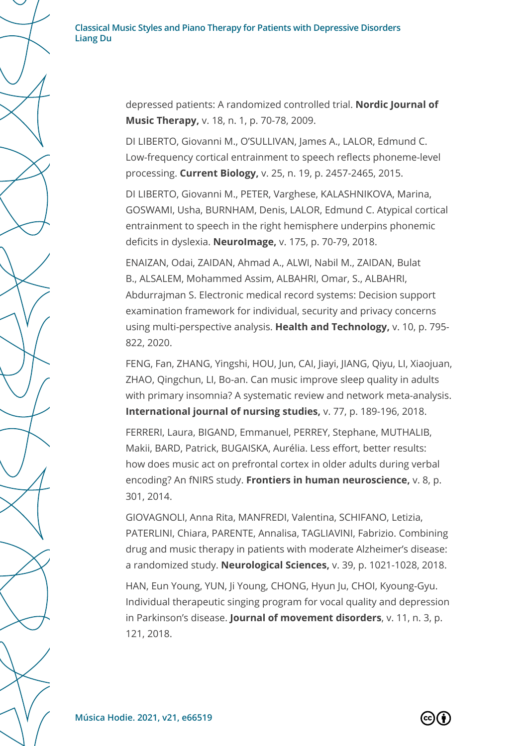depressed patients: A randomized controlled trial. **Nordic Journal of Music Therapy,** v. 18, n. 1, p. 70-78, 2009.

DI LIBERTO, Giovanni M., O'SULLIVAN, James A., LALOR, Edmund C. Low-frequency cortical entrainment to speech reflects phoneme-level processing. **Current Biology,** v. 25, n. 19, p. 2457-2465, 2015.

DI LIBERTO, Giovanni M., PETER, Varghese, KALASHNIKOVA, Marina, GOSWAMI, Usha, BURNHAM, Denis, LALOR, Edmund C. Atypical cortical entrainment to speech in the right hemisphere underpins phonemic deficits in dyslexia. **NeuroImage,** v. 175, p. 70-79, 2018.

ENAIZAN, Odai, ZAIDAN, Ahmad A., ALWI, Nabil M., ZAIDAN, Bulat B., ALSALEM, Mohammed Assim, ALBAHRI, Omar, S., ALBAHRI, Abdurrajman S. Electronic medical record systems: Decision support examination framework for individual, security and privacy concerns using multi-perspective analysis. **Health and Technology,** v. 10, p. 795-822, 2020.

FENG, Fan, ZHANG, Yingshi, HOU, Jun, CAI, Jiayi, JIANG, Qiyu, LI, Xiaojuan, ZHAO, Qingchun, LI, Bo-an. Can music improve sleep quality in adults with primary insomnia? A systematic review and network meta-analysis. **International journal of nursing studies,** v. 77, p. 189-196, 2018.

FERRERI, Laura, BIGAND, Emmanuel, PERREY, Stephane, MUTHALIB, Makii, BARD, Patrick, BUGAISKA, Aurélia. Less effort, better results: how does music act on prefrontal cortex in older adults during verbal encoding? An fNIRS study. **Frontiers in human neuroscience,** v. 8, p. 301, 2014.

GIOVAGNOLI, Anna Rita, MANFREDI, Valentina, SCHIFANO, Letizia, PATERLINI, Chiara, PARENTE, Annalisa, TAGLIAVINI, Fabrizio. Combining drug and music therapy in patients with moderate Alzheimer's disease: a randomized study. **Neurological Sciences,** v. 39, p. 1021-1028, 2018.

HAN, Eun Young, YUN, Ji Young, CHONG, Hyun Ju, CHOI, Kyoung-Gyu. Individual therapeutic singing program for vocal quality and depression in Parkinson's disease. **Journal of movement disorders**, v. 11, n. 3, p. 121, 2018.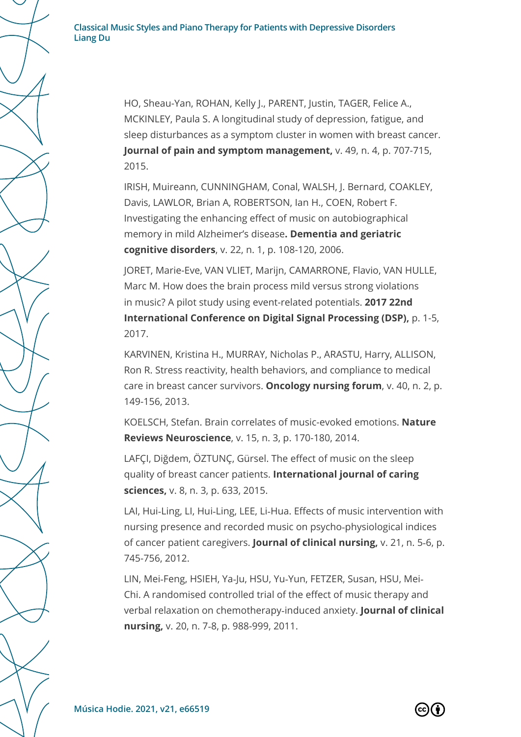HO, Sheau-Yan, ROHAN, Kelly J., PARENT, Justin, TAGER, Felice A., MCKINLEY, Paula S. A longitudinal study of depression, fatigue, and sleep disturbances as a symptom cluster in women with breast cancer. **Journal of pain and symptom management,** v. 49, n. 4, p. 707-715, 2015.

IRISH, Muireann, CUNNINGHAM, Conal, WALSH, J. Bernard, COAKLEY, Davis, LAWLOR, Brian A, ROBERTSON, Ian H., COEN, Robert F. Investigating the enhancing effect of music on autobiographical memory in mild Alzheimer's disease**. Dementia and geriatric cognitive disorders**, v. 22, n. 1, p. 108-120, 2006.

JORET, Marie-Eve, VAN VLIET, Marijn, CAMARRONE, Flavio, VAN HULLE, Marc M. How does the brain process mild versus strong violations in music? A pilot study using event-related potentials. **2017 22nd International Conference on Digital Signal Processing (DSP),** p. 1-5, 2017.

KARVINEN, Kristina H., MURRAY, Nicholas P., ARASTU, Harry, ALLISON, Ron R. Stress reactivity, health behaviors, and compliance to medical care in breast cancer survivors. **Oncology nursing forum**, v. 40, n. 2, p. 149-156, 2013.

KOELSCH, Stefan. Brain correlates of music-evoked emotions. **Nature Reviews Neuroscience**, v. 15, n. 3, p. 170-180, 2014.

LAFÇI, Diğdem, ÖZTUNÇ, Gürsel. The effect of music on the sleep quality of breast cancer patients. **International journal of caring sciences,** v. 8, n. 3, p. 633, 2015.

LAI, Hui-Ling, LI, Hui-Ling, LEE, Li-Hua. Effects of music intervention with nursing presence and recorded music on psycho-physiological indices of cancer patient caregivers. **Journal of clinical nursing,** v. 21, n. 5-6, p. 745-756, 2012.

LIN, Mei-Feng, HSIEH, Ya-Ju, HSU, Yu-Yun, FETZER, Susan, HSU, Mei-Chi. A randomised controlled trial of the effect of music therapy and verbal relaxation on chemotherapy-induced anxiety. **Journal of clinical nursing,** v. 20, n. 7-8, p. 988-999, 2011.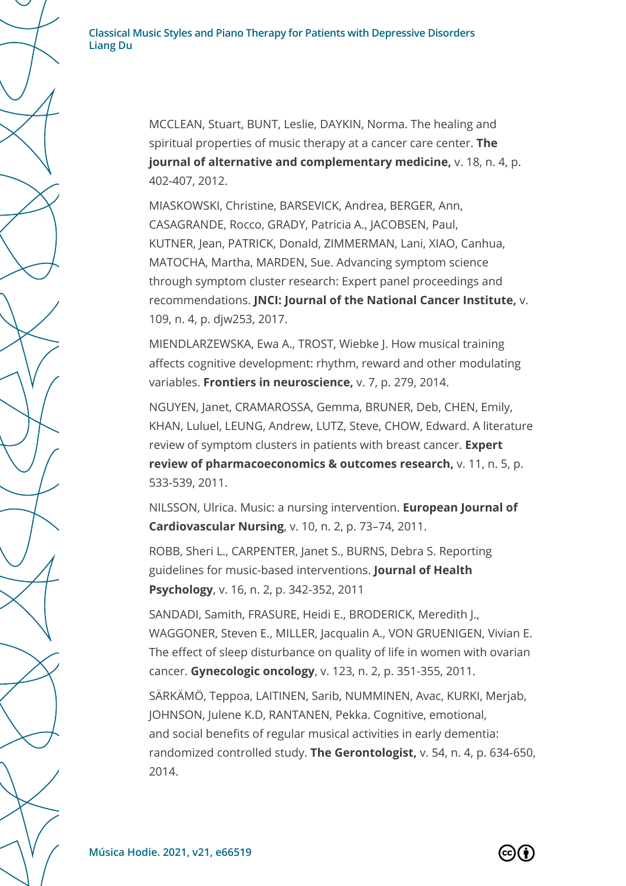MCCLEAN, Stuart, BUNT, Leslie, DAYKIN, Norma. The healing and spiritual properties of music therapy at a cancer care center. **The journal of alternative and complementary medicine,** v. 18, n. 4, p. 402-407, 2012.

MIASKOWSKI, Christine, BARSEVICK, Andrea, BERGER, Ann, CASAGRANDE, Rocco, GRADY, Patricia A., JACOBSEN, Paul, KUTNER, Jean, PATRICK, Donald, ZIMMERMAN, Lani, XIAO, Canhua, MATOCHA, Martha, MARDEN, Sue. Advancing symptom science through symptom cluster research: Expert panel proceedings and recommendations. **JNCI: Journal of the National Cancer Institute,** v. 109, n. 4, p. djw253, 2017.

MIENDLARZEWSKA, Ewa A., TROST, Wiebke J. How musical training affects cognitive development: rhythm, reward and other modulating variables. **Frontiers in neuroscience,** v. 7, p. 279, 2014.

NGUYEN, Janet, CRAMAROSSA, Gemma, BRUNER, Deb, CHEN, Emily, KHAN, Luluel, LEUNG, Andrew, LUTZ, Steve, CHOW, Edward. A literature review of symptom clusters in patients with breast cancer. **Expert review of pharmacoeconomics & outcomes research,** v. 11, n. 5, p. 533-539, 2011.

NILSSON, Ulrica. Music: a nursing intervention. **European Journal of Cardiovascular Nursing**, v. 10, n. 2, p. 73–74, 2011.

ROBB, Sheri L., CARPENTER, Janet S., BURNS, Debra S. Reporting guidelines for music-based interventions. **Journal of Health Psychology**, v. 16, n. 2, p. 342-352, 2011

SANDADI, Samith, FRASURE, Heidi E., BRODERICK, Meredith J., WAGGONER, Steven E., MILLER, Jacqualin A., VON GRUENIGEN, Vivian E. The effect of sleep disturbance on quality of life in women with ovarian cancer. **Gynecologic oncology**, v. 123, n. 2, p. 351-355, 2011.

SÄRKÄMÖ, Teppoa, LAITINEN, Sarib, NUMMINEN, Avac, KURKI, Merjab, JOHNSON, Julene K.D, RANTANEN, Pekka. Cognitive, emotional, and social benefits of regular musical activities in early dementia: randomized controlled study. **The Gerontologist,** v. 54, n. 4, p. 634-650, 2014.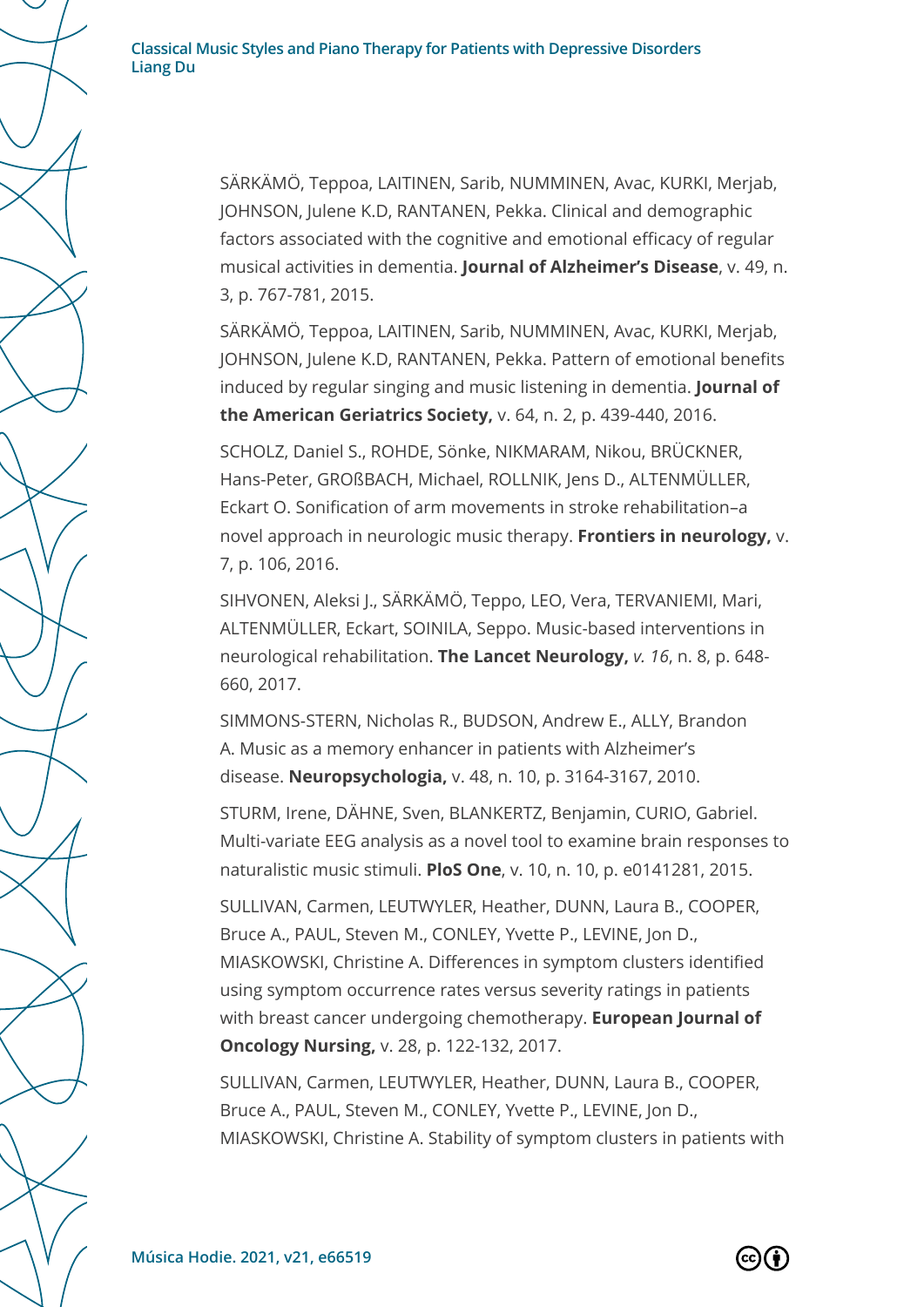SÄRKÄMÖ, Teppoa, LAITINEN, Sarib, NUMMINEN, Avac, KURKI, Merjab, JOHNSON, Julene K.D, RANTANEN, Pekka. Clinical and demographic factors associated with the cognitive and emotional efficacy of regular musical activities in dementia. **Journal of Alzheimer's Disease**, v. 49, n. 3, p. 767-781, 2015.

SÄRKÄMÖ, Teppoa, LAITINEN, Sarib, NUMMINEN, Avac, KURKI, Merjab, JOHNSON, Julene K.D, RANTANEN, Pekka. Pattern of emotional benefits induced by regular singing and music listening in dementia. **Journal of the American Geriatrics Society,** v. 64, n. 2, p. 439-440, 2016.

SCHOLZ, Daniel S., ROHDE, Sönke, NIKMARAM, Nikou, BRÜCKNER, Hans-Peter, GROßBACH, Michael, ROLLNIK, Jens D., ALTENMÜLLER, Eckart O. Sonification of arm movements in stroke rehabilitation–a novel approach in neurologic music therapy. **Frontiers in neurology,** v. 7, p. 106, 2016.

SIHVONEN, Aleksi J., SÄRKÄMÖ, Teppo, LEO, Vera, TERVANIEMI, Mari, ALTENMÜLLER, Eckart, SOINILA, Seppo. Music-based interventions in neurological rehabilitation. **The Lancet Neurology,** *v. 16*, n. 8, p. 648-660, 2017.

SIMMONS-STERN, Nicholas R., BUDSON, Andrew E., ALLY, Brandon A. Music as a memory enhancer in patients with Alzheimer's disease. **Neuropsychologia,** v. 48, n. 10, p. 3164-3167, 2010.

STURM, Irene, DÄHNE, Sven, BLANKERTZ, Benjamin, CURIO, Gabriel. Multi-variate EEG analysis as a novel tool to examine brain responses to naturalistic music stimuli. **PloS One**, v. 10, n. 10, p. e0141281, 2015.

SULLIVAN, Carmen, LEUTWYLER, Heather, DUNN, Laura B., COOPER, Bruce A., PAUL, Steven M., CONLEY, Yvette P., LEVINE, Jon D., MIASKOWSKI, Christine A. Differences in symptom clusters identified using symptom occurrence rates versus severity ratings in patients with breast cancer undergoing chemotherapy. **European Journal of Oncology Nursing,** v. 28, p. 122-132, 2017.

SULLIVAN, Carmen, LEUTWYLER, Heather, DUNN, Laura B., COOPER, Bruce A., PAUL, Steven M., CONLEY, Yvette P., LEVINE, Jon D., MIASKOWSKI, Christine A. Stability of symptom clusters in patients with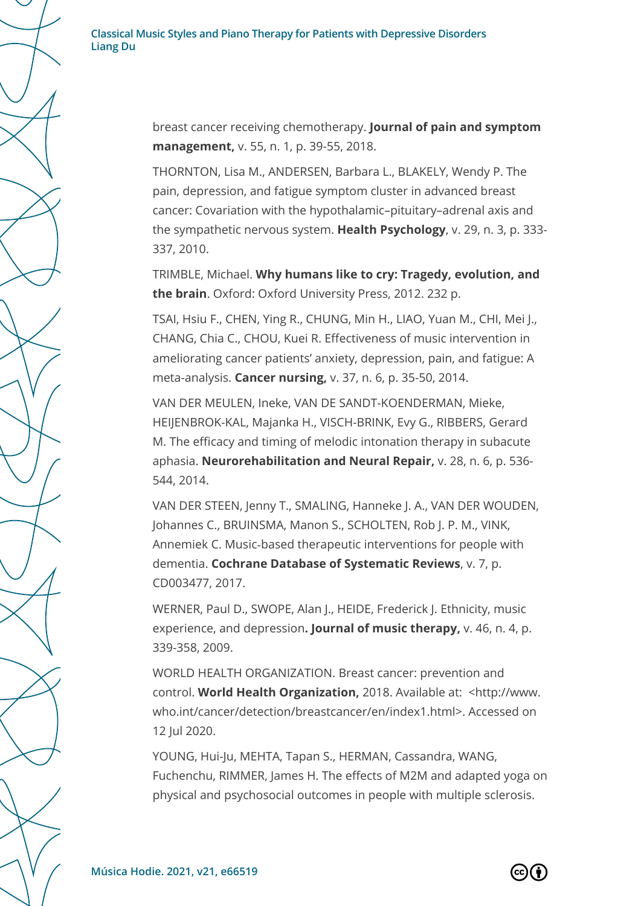breast cancer receiving chemotherapy. **Journal of pain and symptom management,** v. 55, n. 1, p. 39-55, 2018.

THORNTON, Lisa M., ANDERSEN, Barbara L., BLAKELY, Wendy P. The pain, depression, and fatigue symptom cluster in advanced breast cancer: Covariation with the hypothalamic–pituitary–adrenal axis and the sympathetic nervous system. **Health Psychology**, v. 29, n. 3, p. 333-337, 2010.

TRIMBLE, Michael. **Why humans like to cry: Tragedy, evolution, and the brain**. Oxford: Oxford University Press, 2012. 232 p.

TSAI, Hsiu F., CHEN, Ying R., CHUNG, Min H., LIAO, Yuan M., CHI, Mei J., CHANG, Chia C., CHOU, Kuei R. Effectiveness of music intervention in ameliorating cancer patients' anxiety, depression, pain, and fatigue: A meta-analysis. **Cancer nursing,** v. 37, n. 6, p. 35-50, 2014.

VAN DER MEULEN, Ineke, VAN DE SANDT-KOENDERMAN, Mieke, HEIJENBROK-KAL, Majanka H., VISCH-BRINK, Evy G., RIBBERS, Gerard M. The efficacy and timing of melodic intonation therapy in subacute aphasia. **Neurorehabilitation and Neural Repair,** v. 28, n. 6, p. 536-544, 2014.

VAN DER STEEN, Jenny T., SMALING, Hanneke J. A., VAN DER WOUDEN, Johannes C., BRUINSMA, Manon S., SCHOLTEN, Rob J. P. M., VINK, Annemiek C. Music-based therapeutic interventions for people with dementia. **Cochrane Database of Systematic Reviews**, v. 7, p. CD003477, 2017.

WERNER, Paul D., SWOPE, Alan J., HEIDE, Frederick J. Ethnicity, music experience, and depression**. Journal of music therapy,** v. 46, n. 4, p. 339-358, 2009.

WORLD HEALTH ORGANIZATION. Breast cancer: prevention and control. **World Health Organization,** 2018. Available at: <http://www.who.int/cancer/detection/breastcancer/en/index1.html>. Accessed on 12 Jul 2020.

YOUNG, Hui-Ju, MEHTA, Tapan S., HERMAN, Cassandra, WANG, Fuchenchu, RIMMER, James H. The effects of M2M and adapted yoga on physical and psychosocial outcomes in people with multiple sclerosis.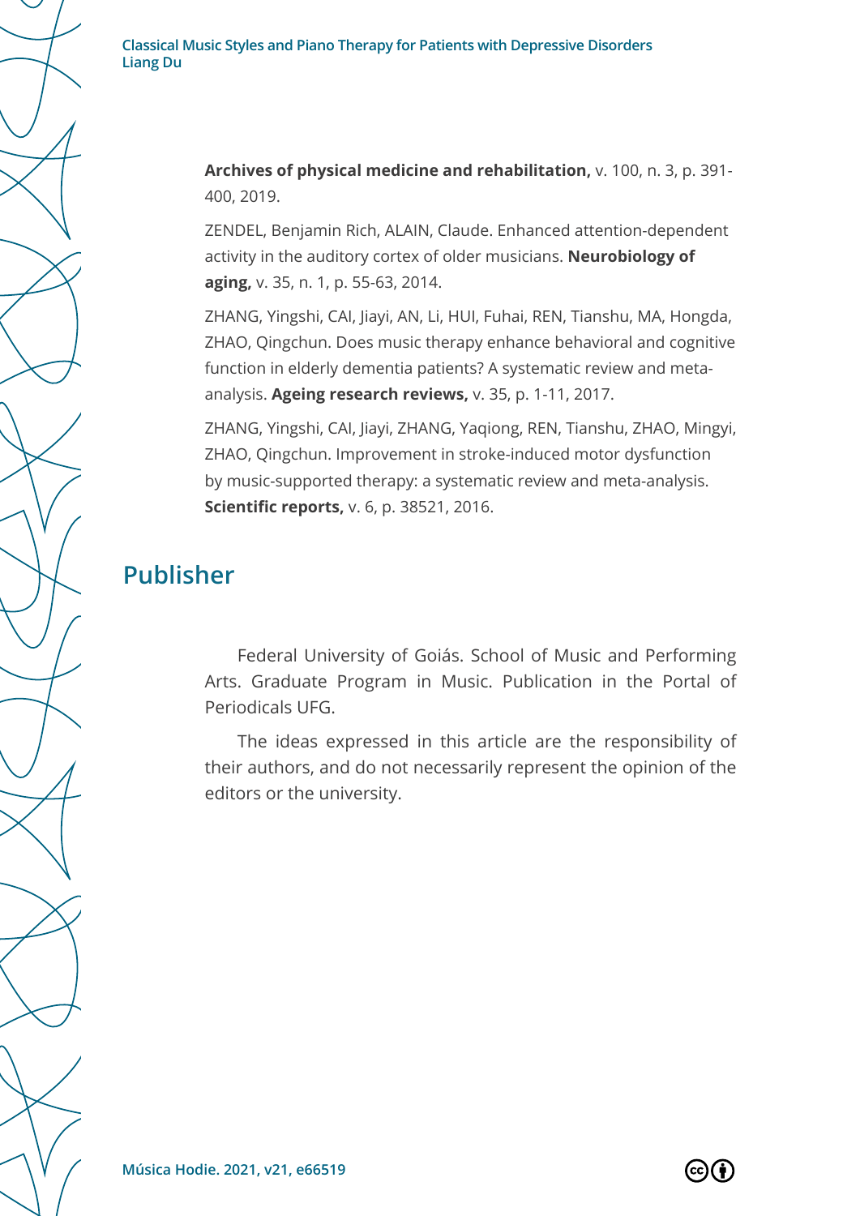**Archives of physical medicine and rehabilitation,** v. 100, n. 3, p. 391-400, 2019.

ZENDEL, Benjamin Rich, ALAIN, Claude. Enhanced attention-dependent activity in the auditory cortex of older musicians. **Neurobiology of aging,** v. 35, n. 1, p. 55-63, 2014.

ZHANG, Yingshi, CAI, Jiayi, AN, Li, HUI, Fuhai, REN, Tianshu, MA, Hongda, ZHAO, Qingchun. Does music therapy enhance behavioral and cognitive function in elderly dementia patients? A systematic review and meta-analysis. **Ageing research reviews,** v. 35, p. 1-11, 2017.

ZHANG, Yingshi, CAI, Jiayi, ZHANG, Yaqiong, REN, Tianshu, ZHAO, Mingyi, ZHAO, Qingchun. Improvement in stroke-induced motor dysfunction by music-supported therapy: a systematic review and meta-analysis. **Scientific reports,** v. 6, p. 38521, 2016.

## Publisher

Federal University of Goiás. School of Music and Performing Arts. Graduate Program in Music. Publication in the Portal of Periodicals UFG.

The ideas expressed in this article are the responsibility of their authors, and do not necessarily represent the opinion of the editors or the university.